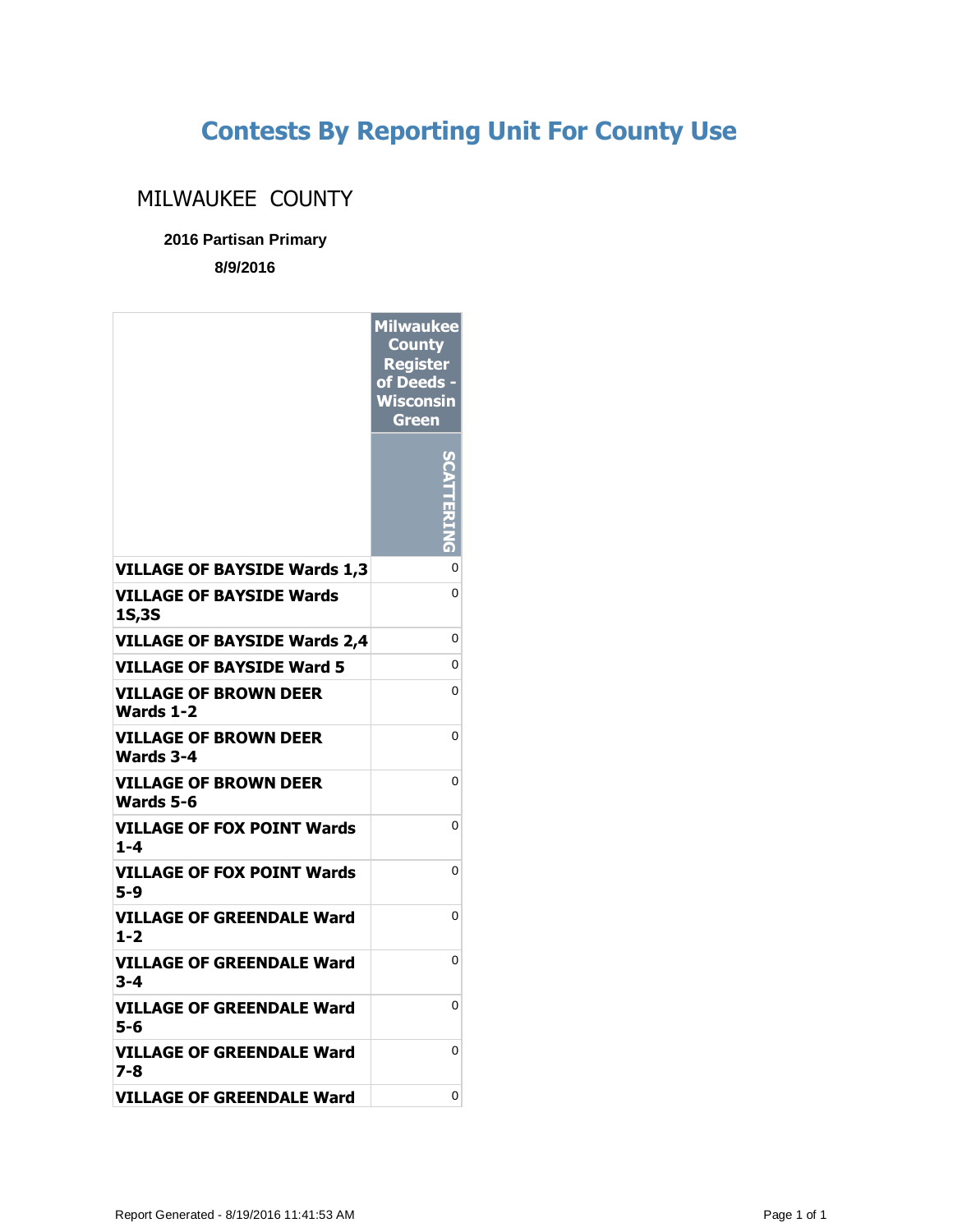# Contests By Reporting Unit For County Use

## MILWAUKEE COUNTY

**2016 Partisan Primary**

**8/9/2016**

| | Milwaukee County Register of Deeds - Wisconsin Green |
|---|---|
| | SCATTERING |
| **VILLAGE OF BAYSIDE Wards 1,3** | 0 |
| **VILLAGE OF BAYSIDE Wards 1S,3S** | 0 |
| **VILLAGE OF BAYSIDE Wards 2,4** | 0 |
| **VILLAGE OF BAYSIDE Ward 5** | 0 |
| **VILLAGE OF BROWN DEER Wards 1-2** | 0 |
| **VILLAGE OF BROWN DEER Wards 3-4** | 0 |
| **VILLAGE OF BROWN DEER Wards 5-6** | 0 |
| **VILLAGE OF FOX POINT Wards 1-4** | 0 |
| **VILLAGE OF FOX POINT Wards 5-9** | 0 |
| **VILLAGE OF GREENDALE Ward 1-2** | 0 |
| **VILLAGE OF GREENDALE Ward 3-4** | 0 |
| **VILLAGE OF GREENDALE Ward 5-6** | 0 |
| **VILLAGE OF GREENDALE Ward 7-8** | 0 |
| **VILLAGE OF GREENDALE Ward** | 0 |

Report Generated - 8/19/2016 11:41:53 AM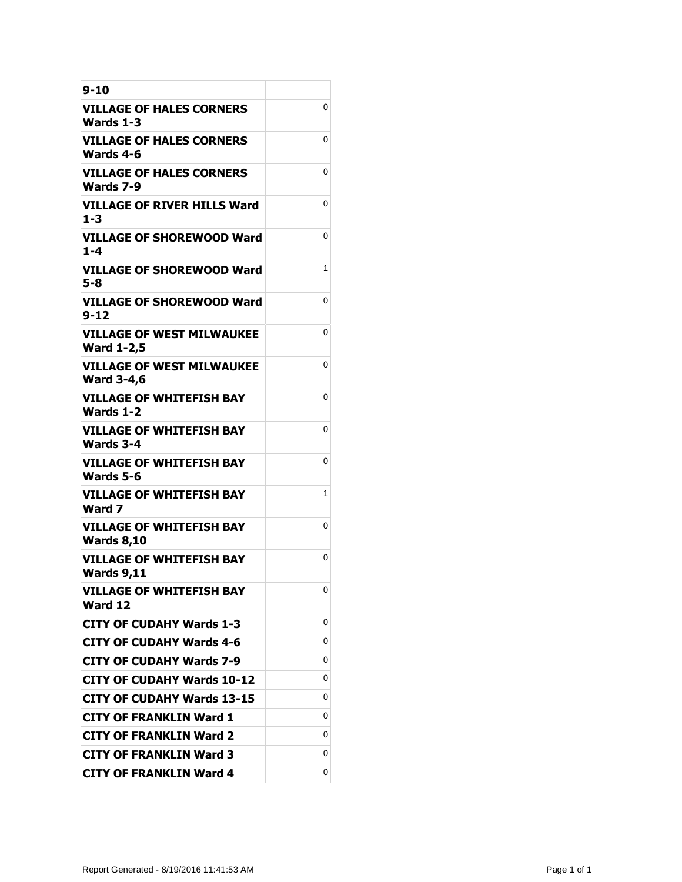| 9-10 | |
|---|---|
| **VILLAGE OF HALES CORNERS Wards 1-3** | 0 |
| **VILLAGE OF HALES CORNERS Wards 4-6** | 0 |
| **VILLAGE OF HALES CORNERS Wards 7-9** | 0 |
| **VILLAGE OF RIVER HILLS Ward 1-3** | 0 |
| **VILLAGE OF SHOREWOOD Ward 1-4** | 0 |
| **VILLAGE OF SHOREWOOD Ward 5-8** | 1 |
| **VILLAGE OF SHOREWOOD Ward 9-12** | 0 |
| **VILLAGE OF WEST MILWAUKEE Ward 1-2,5** | 0 |
| **VILLAGE OF WEST MILWAUKEE Ward 3-4,6** | 0 |
| **VILLAGE OF WHITEFISH BAY Wards 1-2** | 0 |
| **VILLAGE OF WHITEFISH BAY Wards 3-4** | 0 |
| **VILLAGE OF WHITEFISH BAY Wards 5-6** | 0 |
| **VILLAGE OF WHITEFISH BAY Ward 7** | 1 |
| **VILLAGE OF WHITEFISH BAY Wards 8,10** | 0 |
| **VILLAGE OF WHITEFISH BAY Wards 9,11** | 0 |
| **VILLAGE OF WHITEFISH BAY Ward 12** | 0 |
| **CITY OF CUDAHY Wards 1-3** | 0 |
| **CITY OF CUDAHY Wards 4-6** | 0 |
| **CITY OF CUDAHY Wards 7-9** | 0 |
| **CITY OF CUDAHY Wards 10-12** | 0 |
| **CITY OF CUDAHY Wards 13-15** | 0 |
| **CITY OF FRANKLIN Ward 1** | 0 |
| **CITY OF FRANKLIN Ward 2** | 0 |
| **CITY OF FRANKLIN Ward 3** | 0 |
| **CITY OF FRANKLIN Ward 4** | 0 |

Report Generated - 8/19/2016 11:41:53 AM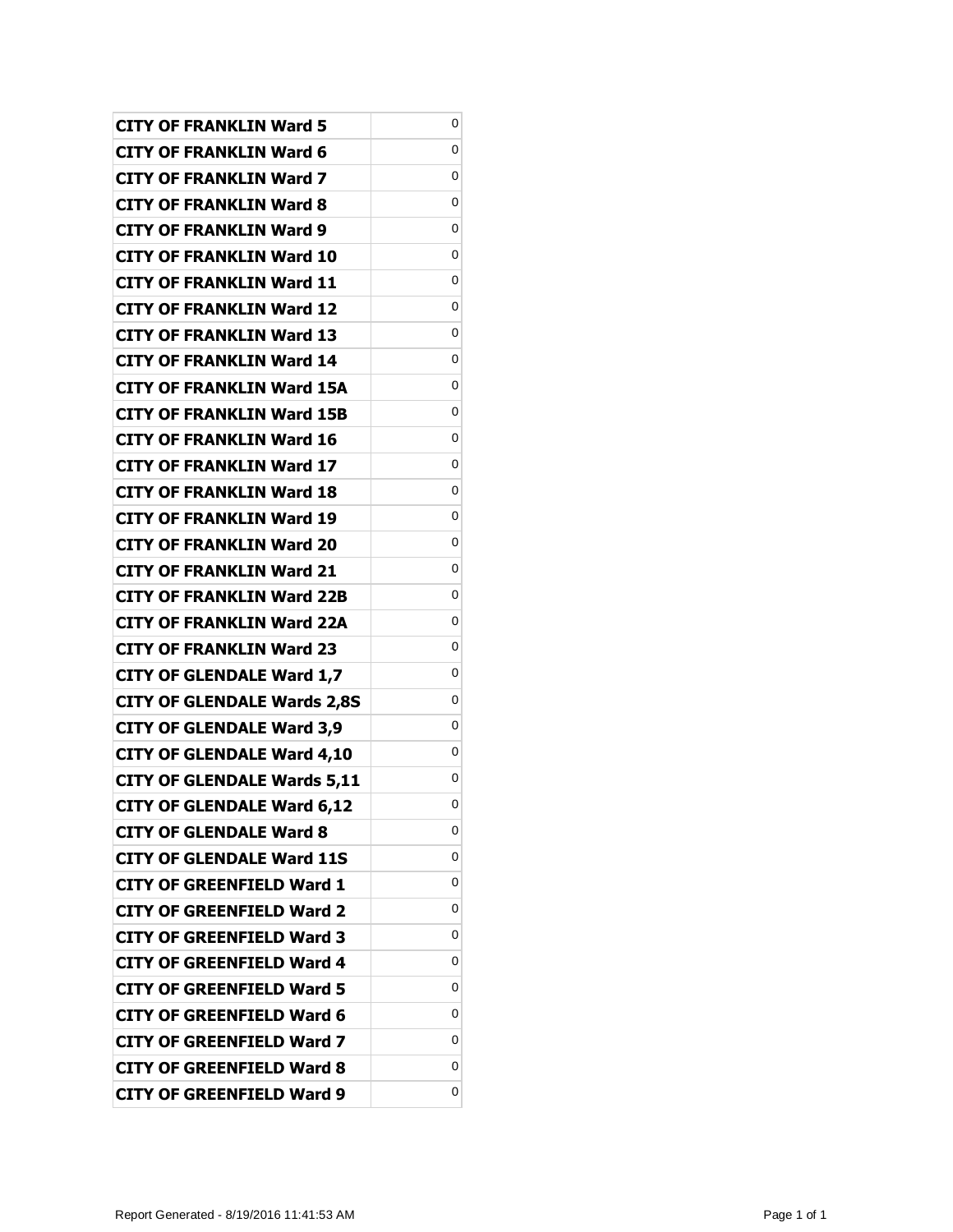| | |
|---|---|
| **CITY OF FRANKLIN Ward 5** | 0 |
| **CITY OF FRANKLIN Ward 6** | 0 |
| **CITY OF FRANKLIN Ward 7** | 0 |
| **CITY OF FRANKLIN Ward 8** | 0 |
| **CITY OF FRANKLIN Ward 9** | 0 |
| **CITY OF FRANKLIN Ward 10** | 0 |
| **CITY OF FRANKLIN Ward 11** | 0 |
| **CITY OF FRANKLIN Ward 12** | 0 |
| **CITY OF FRANKLIN Ward 13** | 0 |
| **CITY OF FRANKLIN Ward 14** | 0 |
| **CITY OF FRANKLIN Ward 15A** | 0 |
| **CITY OF FRANKLIN Ward 15B** | 0 |
| **CITY OF FRANKLIN Ward 16** | 0 |
| **CITY OF FRANKLIN Ward 17** | 0 |
| **CITY OF FRANKLIN Ward 18** | 0 |
| **CITY OF FRANKLIN Ward 19** | 0 |
| **CITY OF FRANKLIN Ward 20** | 0 |
| **CITY OF FRANKLIN Ward 21** | 0 |
| **CITY OF FRANKLIN Ward 22B** | 0 |
| **CITY OF FRANKLIN Ward 22A** | 0 |
| **CITY OF FRANKLIN Ward 23** | 0 |
| **CITY OF GLENDALE Ward 1,7** | 0 |
| **CITY OF GLENDALE Wards 2,8S** | 0 |
| **CITY OF GLENDALE Ward 3,9** | 0 |
| **CITY OF GLENDALE Ward 4,10** | 0 |
| **CITY OF GLENDALE Wards 5,11** | 0 |
| **CITY OF GLENDALE Ward 6,12** | 0 |
| **CITY OF GLENDALE Ward 8** | 0 |
| **CITY OF GLENDALE Ward 11S** | 0 |
| **CITY OF GREENFIELD Ward 1** | 0 |
| **CITY OF GREENFIELD Ward 2** | 0 |
| **CITY OF GREENFIELD Ward 3** | 0 |
| **CITY OF GREENFIELD Ward 4** | 0 |
| **CITY OF GREENFIELD Ward 5** | 0 |
| **CITY OF GREENFIELD Ward 6** | 0 |
| **CITY OF GREENFIELD Ward 7** | 0 |
| **CITY OF GREENFIELD Ward 8** | 0 |
| **CITY OF GREENFIELD Ward 9** | 0 |

Report Generated - 8/19/2016 11:41:53 AM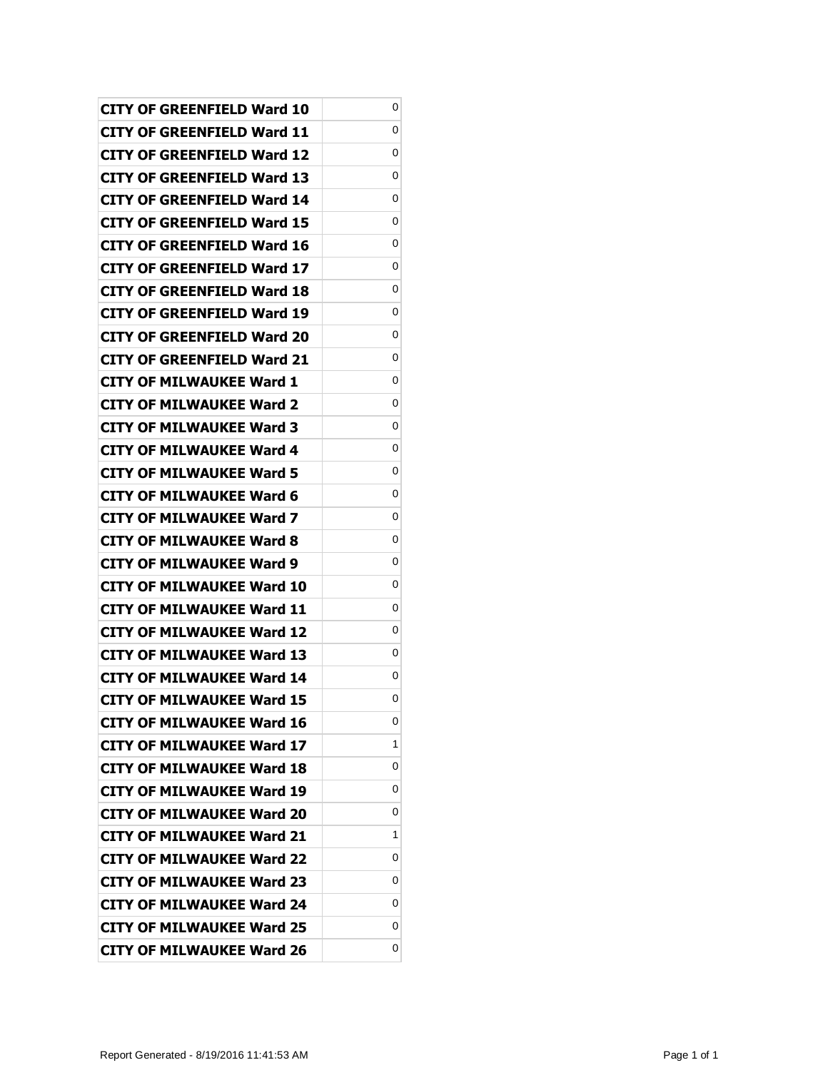| | |
|---|---|
| **CITY OF GREENFIELD Ward 10** | 0 |
| **CITY OF GREENFIELD Ward 11** | 0 |
| **CITY OF GREENFIELD Ward 12** | 0 |
| **CITY OF GREENFIELD Ward 13** | 0 |
| **CITY OF GREENFIELD Ward 14** | 0 |
| **CITY OF GREENFIELD Ward 15** | 0 |
| **CITY OF GREENFIELD Ward 16** | 0 |
| **CITY OF GREENFIELD Ward 17** | 0 |
| **CITY OF GREENFIELD Ward 18** | 0 |
| **CITY OF GREENFIELD Ward 19** | 0 |
| **CITY OF GREENFIELD Ward 20** | 0 |
| **CITY OF GREENFIELD Ward 21** | 0 |
| **CITY OF MILWAUKEE Ward 1** | 0 |
| **CITY OF MILWAUKEE Ward 2** | 0 |
| **CITY OF MILWAUKEE Ward 3** | 0 |
| **CITY OF MILWAUKEE Ward 4** | 0 |
| **CITY OF MILWAUKEE Ward 5** | 0 |
| **CITY OF MILWAUKEE Ward 6** | 0 |
| **CITY OF MILWAUKEE Ward 7** | 0 |
| **CITY OF MILWAUKEE Ward 8** | 0 |
| **CITY OF MILWAUKEE Ward 9** | 0 |
| **CITY OF MILWAUKEE Ward 10** | 0 |
| **CITY OF MILWAUKEE Ward 11** | 0 |
| **CITY OF MILWAUKEE Ward 12** | 0 |
| **CITY OF MILWAUKEE Ward 13** | 0 |
| **CITY OF MILWAUKEE Ward 14** | 0 |
| **CITY OF MILWAUKEE Ward 15** | 0 |
| **CITY OF MILWAUKEE Ward 16** | 0 |
| **CITY OF MILWAUKEE Ward 17** | 1 |
| **CITY OF MILWAUKEE Ward 18** | 0 |
| **CITY OF MILWAUKEE Ward 19** | 0 |
| **CITY OF MILWAUKEE Ward 20** | 0 |
| **CITY OF MILWAUKEE Ward 21** | 1 |
| **CITY OF MILWAUKEE Ward 22** | 0 |
| **CITY OF MILWAUKEE Ward 23** | 0 |
| **CITY OF MILWAUKEE Ward 24** | 0 |
| **CITY OF MILWAUKEE Ward 25** | 0 |
| **CITY OF MILWAUKEE Ward 26** | 0 |

Report Generated - 8/19/2016 11:41:53 AM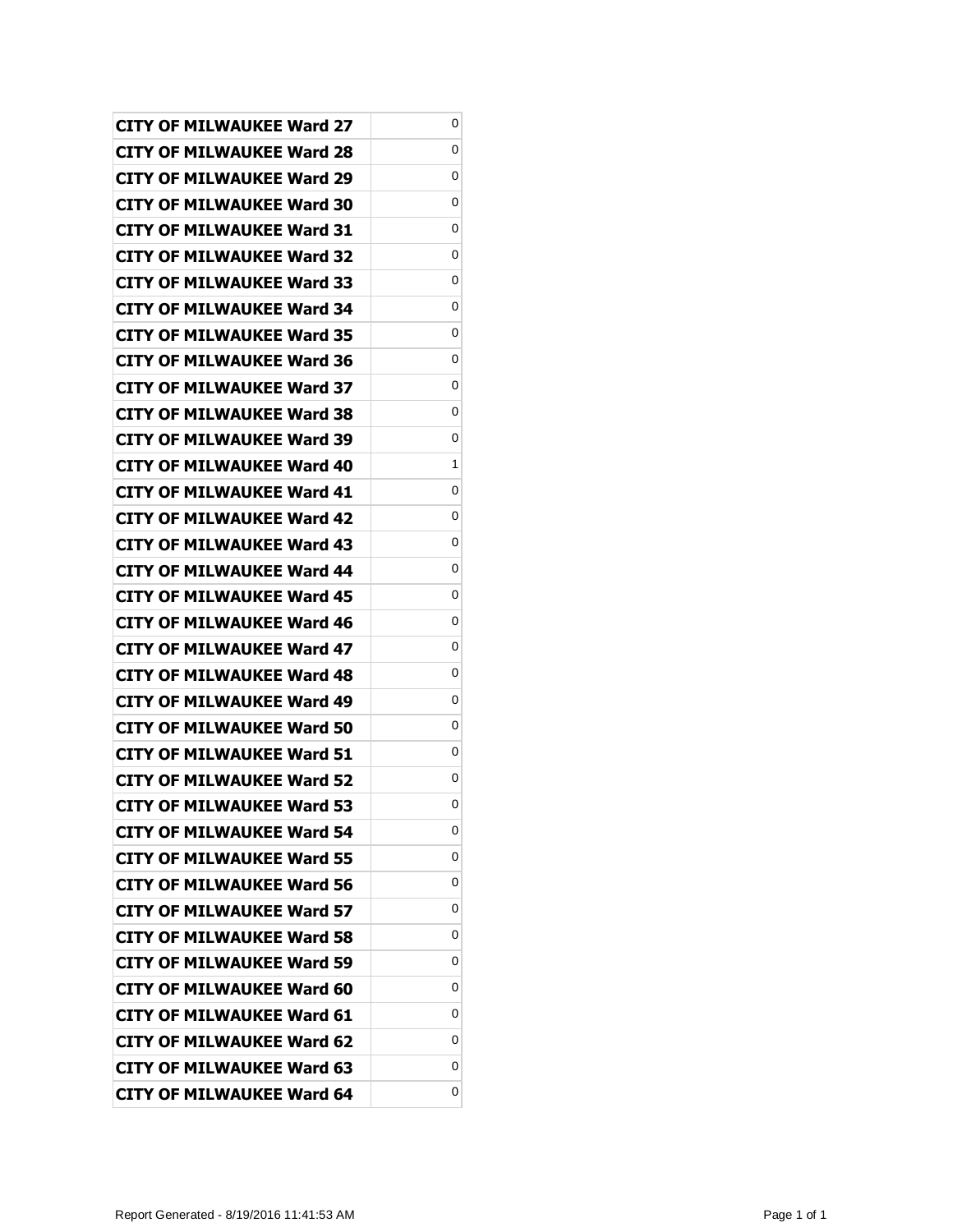| CITY OF MILWAUKEE Ward 27 | 0 |
|---|---|
| CITY OF MILWAUKEE Ward 28 | 0 |
| CITY OF MILWAUKEE Ward 29 | 0 |
| CITY OF MILWAUKEE Ward 30 | 0 |
| CITY OF MILWAUKEE Ward 31 | 0 |
| CITY OF MILWAUKEE Ward 32 | 0 |
| CITY OF MILWAUKEE Ward 33 | 0 |
| CITY OF MILWAUKEE Ward 34 | 0 |
| CITY OF MILWAUKEE Ward 35 | 0 |
| CITY OF MILWAUKEE Ward 36 | 0 |
| CITY OF MILWAUKEE Ward 37 | 0 |
| CITY OF MILWAUKEE Ward 38 | 0 |
| CITY OF MILWAUKEE Ward 39 | 0 |
| CITY OF MILWAUKEE Ward 40 | 1 |
| CITY OF MILWAUKEE Ward 41 | 0 |
| CITY OF MILWAUKEE Ward 42 | 0 |
| CITY OF MILWAUKEE Ward 43 | 0 |
| CITY OF MILWAUKEE Ward 44 | 0 |
| CITY OF MILWAUKEE Ward 45 | 0 |
| CITY OF MILWAUKEE Ward 46 | 0 |
| CITY OF MILWAUKEE Ward 47 | 0 |
| CITY OF MILWAUKEE Ward 48 | 0 |
| CITY OF MILWAUKEE Ward 49 | 0 |
| CITY OF MILWAUKEE Ward 50 | 0 |
| CITY OF MILWAUKEE Ward 51 | 0 |
| CITY OF MILWAUKEE Ward 52 | 0 |
| CITY OF MILWAUKEE Ward 53 | 0 |
| CITY OF MILWAUKEE Ward 54 | 0 |
| CITY OF MILWAUKEE Ward 55 | 0 |
| CITY OF MILWAUKEE Ward 56 | 0 |
| CITY OF MILWAUKEE Ward 57 | 0 |
| CITY OF MILWAUKEE Ward 58 | 0 |
| CITY OF MILWAUKEE Ward 59 | 0 |
| CITY OF MILWAUKEE Ward 60 | 0 |
| CITY OF MILWAUKEE Ward 61 | 0 |
| CITY OF MILWAUKEE Ward 62 | 0 |
| CITY OF MILWAUKEE Ward 63 | 0 |
| CITY OF MILWAUKEE Ward 64 | 0 |

Report Generated - 8/19/2016 11:41:53 AM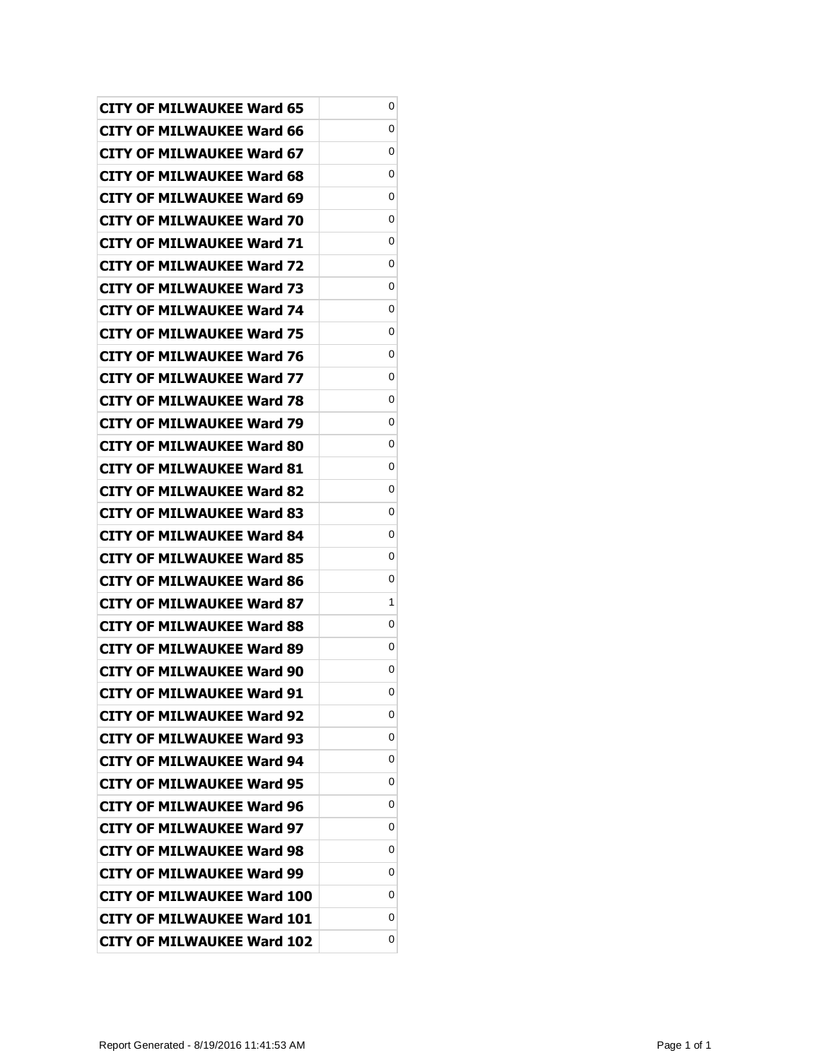| CITY OF MILWAUKEE Ward 65 | 0 |
| --- | --- |
| CITY OF MILWAUKEE Ward 66 | 0 |
| CITY OF MILWAUKEE Ward 67 | 0 |
| CITY OF MILWAUKEE Ward 68 | 0 |
| CITY OF MILWAUKEE Ward 69 | 0 |
| CITY OF MILWAUKEE Ward 70 | 0 |
| CITY OF MILWAUKEE Ward 71 | 0 |
| CITY OF MILWAUKEE Ward 72 | 0 |
| CITY OF MILWAUKEE Ward 73 | 0 |
| CITY OF MILWAUKEE Ward 74 | 0 |
| CITY OF MILWAUKEE Ward 75 | 0 |
| CITY OF MILWAUKEE Ward 76 | 0 |
| CITY OF MILWAUKEE Ward 77 | 0 |
| CITY OF MILWAUKEE Ward 78 | 0 |
| CITY OF MILWAUKEE Ward 79 | 0 |
| CITY OF MILWAUKEE Ward 80 | 0 |
| CITY OF MILWAUKEE Ward 81 | 0 |
| CITY OF MILWAUKEE Ward 82 | 0 |
| CITY OF MILWAUKEE Ward 83 | 0 |
| CITY OF MILWAUKEE Ward 84 | 0 |
| CITY OF MILWAUKEE Ward 85 | 0 |
| CITY OF MILWAUKEE Ward 86 | 0 |
| CITY OF MILWAUKEE Ward 87 | 1 |
| CITY OF MILWAUKEE Ward 88 | 0 |
| CITY OF MILWAUKEE Ward 89 | 0 |
| CITY OF MILWAUKEE Ward 90 | 0 |
| CITY OF MILWAUKEE Ward 91 | 0 |
| CITY OF MILWAUKEE Ward 92 | 0 |
| CITY OF MILWAUKEE Ward 93 | 0 |
| CITY OF MILWAUKEE Ward 94 | 0 |
| CITY OF MILWAUKEE Ward 95 | 0 |
| CITY OF MILWAUKEE Ward 96 | 0 |
| CITY OF MILWAUKEE Ward 97 | 0 |
| CITY OF MILWAUKEE Ward 98 | 0 |
| CITY OF MILWAUKEE Ward 99 | 0 |
| CITY OF MILWAUKEE Ward 100 | 0 |
| CITY OF MILWAUKEE Ward 101 | 0 |
| CITY OF MILWAUKEE Ward 102 | 0 |

Report Generated - 8/19/2016 11:41:53 AM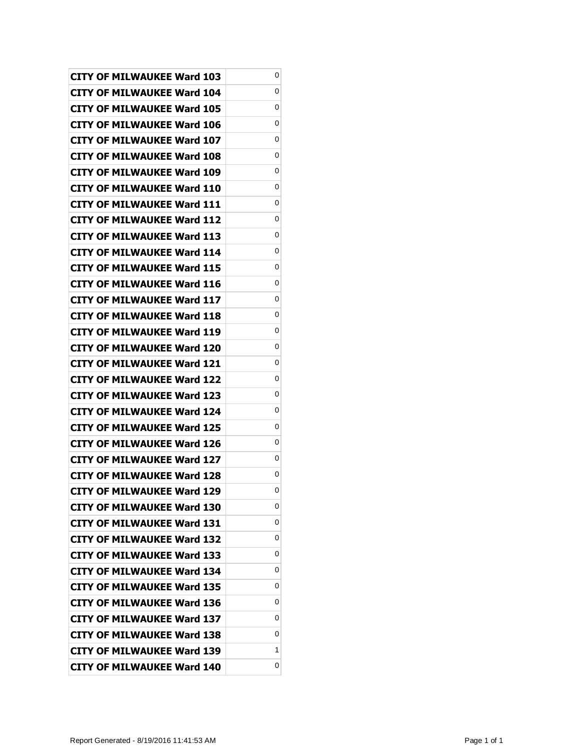| | |
|---|---|
| **CITY OF MILWAUKEE Ward 103** | 0 |
| **CITY OF MILWAUKEE Ward 104** | 0 |
| **CITY OF MILWAUKEE Ward 105** | 0 |
| **CITY OF MILWAUKEE Ward 106** | 0 |
| **CITY OF MILWAUKEE Ward 107** | 0 |
| **CITY OF MILWAUKEE Ward 108** | 0 |
| **CITY OF MILWAUKEE Ward 109** | 0 |
| **CITY OF MILWAUKEE Ward 110** | 0 |
| **CITY OF MILWAUKEE Ward 111** | 0 |
| **CITY OF MILWAUKEE Ward 112** | 0 |
| **CITY OF MILWAUKEE Ward 113** | 0 |
| **CITY OF MILWAUKEE Ward 114** | 0 |
| **CITY OF MILWAUKEE Ward 115** | 0 |
| **CITY OF MILWAUKEE Ward 116** | 0 |
| **CITY OF MILWAUKEE Ward 117** | 0 |
| **CITY OF MILWAUKEE Ward 118** | 0 |
| **CITY OF MILWAUKEE Ward 119** | 0 |
| **CITY OF MILWAUKEE Ward 120** | 0 |
| **CITY OF MILWAUKEE Ward 121** | 0 |
| **CITY OF MILWAUKEE Ward 122** | 0 |
| **CITY OF MILWAUKEE Ward 123** | 0 |
| **CITY OF MILWAUKEE Ward 124** | 0 |
| **CITY OF MILWAUKEE Ward 125** | 0 |
| **CITY OF MILWAUKEE Ward 126** | 0 |
| **CITY OF MILWAUKEE Ward 127** | 0 |
| **CITY OF MILWAUKEE Ward 128** | 0 |
| **CITY OF MILWAUKEE Ward 129** | 0 |
| **CITY OF MILWAUKEE Ward 130** | 0 |
| **CITY OF MILWAUKEE Ward 131** | 0 |
| **CITY OF MILWAUKEE Ward 132** | 0 |
| **CITY OF MILWAUKEE Ward 133** | 0 |
| **CITY OF MILWAUKEE Ward 134** | 0 |
| **CITY OF MILWAUKEE Ward 135** | 0 |
| **CITY OF MILWAUKEE Ward 136** | 0 |
| **CITY OF MILWAUKEE Ward 137** | 0 |
| **CITY OF MILWAUKEE Ward 138** | 0 |
| **CITY OF MILWAUKEE Ward 139** | 1 |
| **CITY OF MILWAUKEE Ward 140** | 0 |

Report Generated - 8/19/2016 11:41:53 AM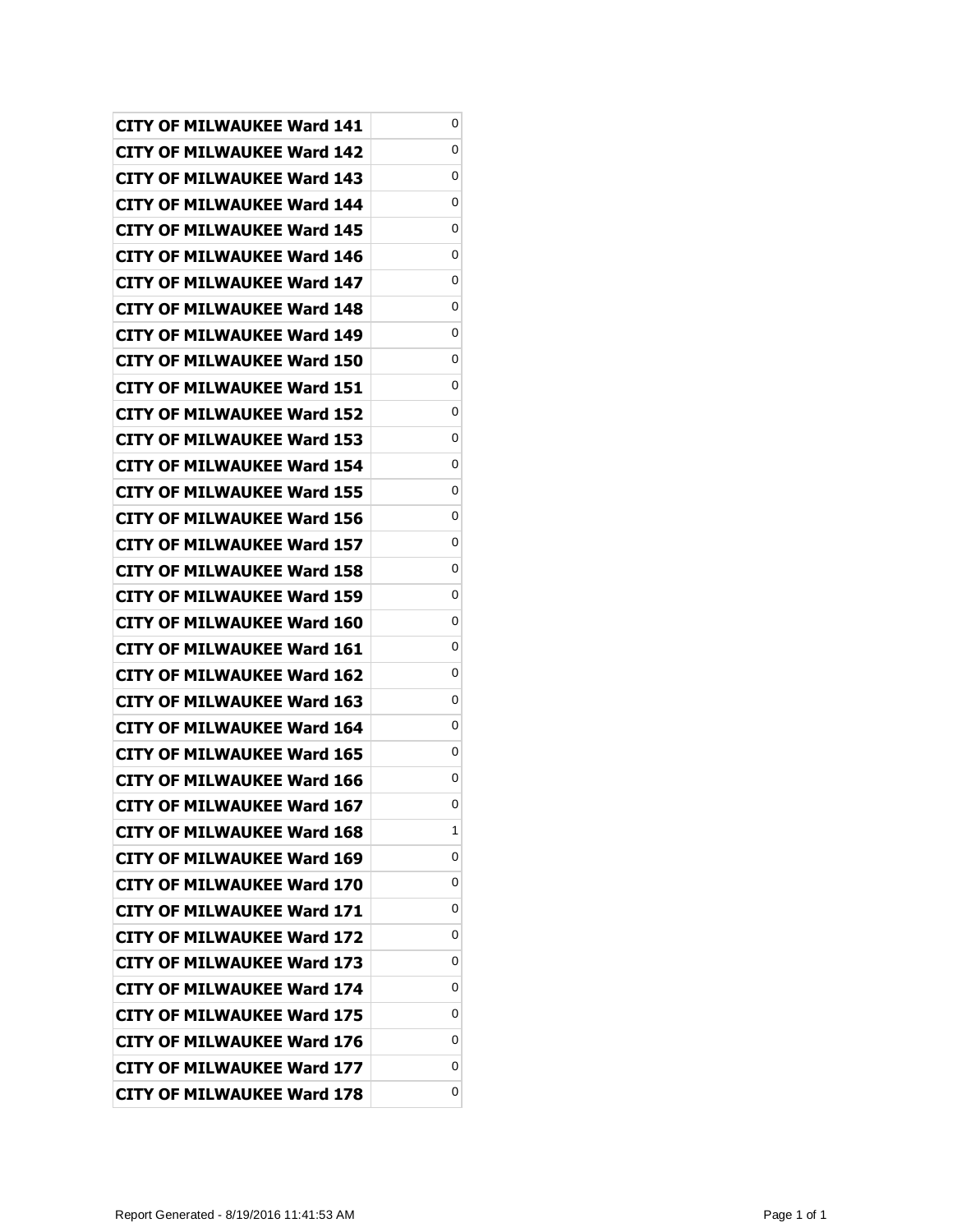| CITY OF MILWAUKEE Ward 141 | 0 |
|---|---|
| CITY OF MILWAUKEE Ward 142 | 0 |
| CITY OF MILWAUKEE Ward 143 | 0 |
| CITY OF MILWAUKEE Ward 144 | 0 |
| CITY OF MILWAUKEE Ward 145 | 0 |
| CITY OF MILWAUKEE Ward 146 | 0 |
| CITY OF MILWAUKEE Ward 147 | 0 |
| CITY OF MILWAUKEE Ward 148 | 0 |
| CITY OF MILWAUKEE Ward 149 | 0 |
| CITY OF MILWAUKEE Ward 150 | 0 |
| CITY OF MILWAUKEE Ward 151 | 0 |
| CITY OF MILWAUKEE Ward 152 | 0 |
| CITY OF MILWAUKEE Ward 153 | 0 |
| CITY OF MILWAUKEE Ward 154 | 0 |
| CITY OF MILWAUKEE Ward 155 | 0 |
| CITY OF MILWAUKEE Ward 156 | 0 |
| CITY OF MILWAUKEE Ward 157 | 0 |
| CITY OF MILWAUKEE Ward 158 | 0 |
| CITY OF MILWAUKEE Ward 159 | 0 |
| CITY OF MILWAUKEE Ward 160 | 0 |
| CITY OF MILWAUKEE Ward 161 | 0 |
| CITY OF MILWAUKEE Ward 162 | 0 |
| CITY OF MILWAUKEE Ward 163 | 0 |
| CITY OF MILWAUKEE Ward 164 | 0 |
| CITY OF MILWAUKEE Ward 165 | 0 |
| CITY OF MILWAUKEE Ward 166 | 0 |
| CITY OF MILWAUKEE Ward 167 | 0 |
| CITY OF MILWAUKEE Ward 168 | 1 |
| CITY OF MILWAUKEE Ward 169 | 0 |
| CITY OF MILWAUKEE Ward 170 | 0 |
| CITY OF MILWAUKEE Ward 171 | 0 |
| CITY OF MILWAUKEE Ward 172 | 0 |
| CITY OF MILWAUKEE Ward 173 | 0 |
| CITY OF MILWAUKEE Ward 174 | 0 |
| CITY OF MILWAUKEE Ward 175 | 0 |
| CITY OF MILWAUKEE Ward 176 | 0 |
| CITY OF MILWAUKEE Ward 177 | 0 |
| CITY OF MILWAUKEE Ward 178 | 0 |

Report Generated - 8/19/2016 11:41:53 AM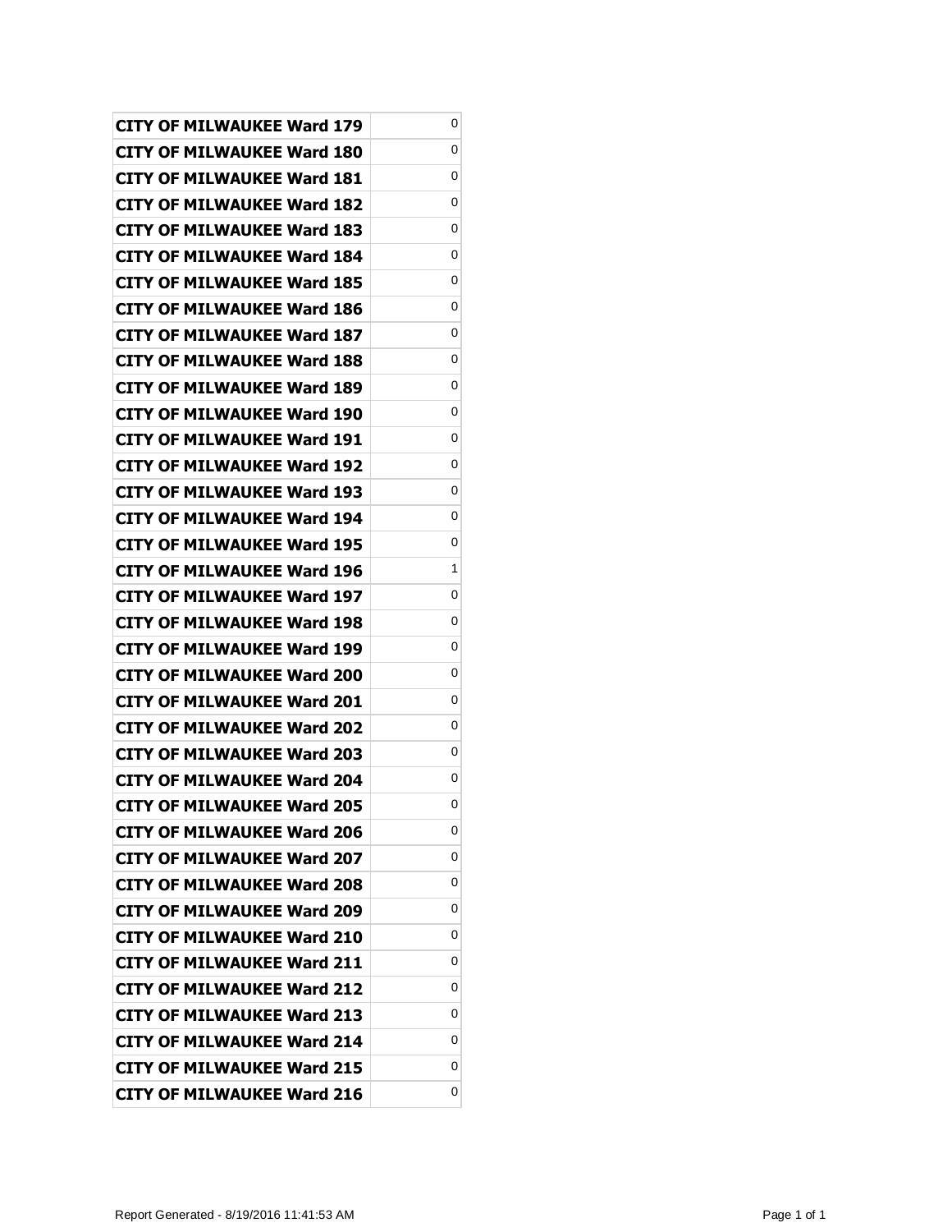| | |
|---|---|
| **CITY OF MILWAUKEE Ward 179** | 0 |
| **CITY OF MILWAUKEE Ward 180** | 0 |
| **CITY OF MILWAUKEE Ward 181** | 0 |
| **CITY OF MILWAUKEE Ward 182** | 0 |
| **CITY OF MILWAUKEE Ward 183** | 0 |
| **CITY OF MILWAUKEE Ward 184** | 0 |
| **CITY OF MILWAUKEE Ward 185** | 0 |
| **CITY OF MILWAUKEE Ward 186** | 0 |
| **CITY OF MILWAUKEE Ward 187** | 0 |
| **CITY OF MILWAUKEE Ward 188** | 0 |
| **CITY OF MILWAUKEE Ward 189** | 0 |
| **CITY OF MILWAUKEE Ward 190** | 0 |
| **CITY OF MILWAUKEE Ward 191** | 0 |
| **CITY OF MILWAUKEE Ward 192** | 0 |
| **CITY OF MILWAUKEE Ward 193** | 0 |
| **CITY OF MILWAUKEE Ward 194** | 0 |
| **CITY OF MILWAUKEE Ward 195** | 0 |
| **CITY OF MILWAUKEE Ward 196** | 1 |
| **CITY OF MILWAUKEE Ward 197** | 0 |
| **CITY OF MILWAUKEE Ward 198** | 0 |
| **CITY OF MILWAUKEE Ward 199** | 0 |
| **CITY OF MILWAUKEE Ward 200** | 0 |
| **CITY OF MILWAUKEE Ward 201** | 0 |
| **CITY OF MILWAUKEE Ward 202** | 0 |
| **CITY OF MILWAUKEE Ward 203** | 0 |
| **CITY OF MILWAUKEE Ward 204** | 0 |
| **CITY OF MILWAUKEE Ward 205** | 0 |
| **CITY OF MILWAUKEE Ward 206** | 0 |
| **CITY OF MILWAUKEE Ward 207** | 0 |
| **CITY OF MILWAUKEE Ward 208** | 0 |
| **CITY OF MILWAUKEE Ward 209** | 0 |
| **CITY OF MILWAUKEE Ward 210** | 0 |
| **CITY OF MILWAUKEE Ward 211** | 0 |
| **CITY OF MILWAUKEE Ward 212** | 0 |
| **CITY OF MILWAUKEE Ward 213** | 0 |
| **CITY OF MILWAUKEE Ward 214** | 0 |
| **CITY OF MILWAUKEE Ward 215** | 0 |
| **CITY OF MILWAUKEE Ward 216** | 0 |

Report Generated - 8/19/2016 11:41:53 AM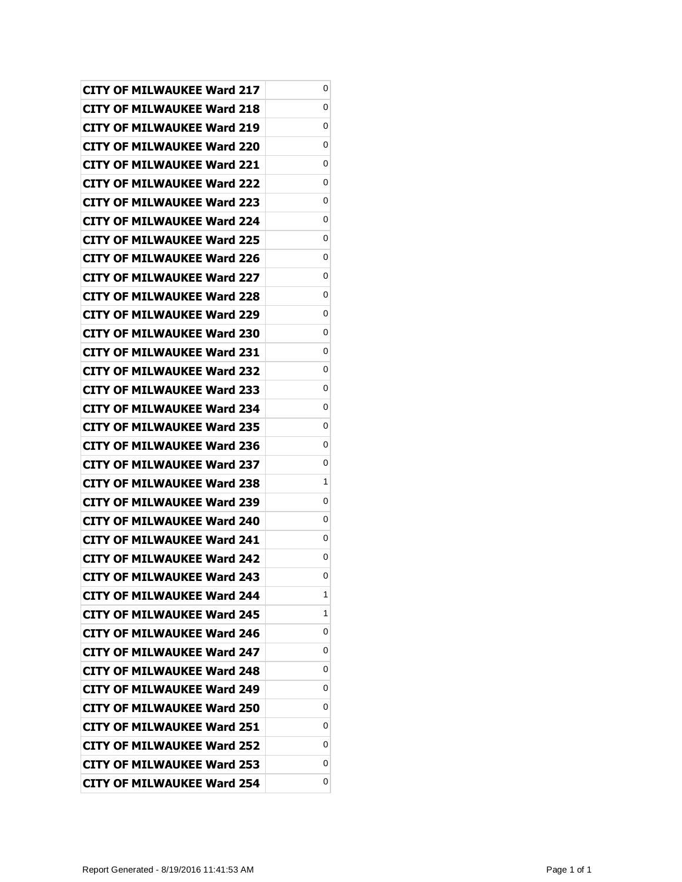| | |
|---|---|
| CITY OF MILWAUKEE Ward 217 | 0 |
| CITY OF MILWAUKEE Ward 218 | 0 |
| CITY OF MILWAUKEE Ward 219 | 0 |
| CITY OF MILWAUKEE Ward 220 | 0 |
| CITY OF MILWAUKEE Ward 221 | 0 |
| CITY OF MILWAUKEE Ward 222 | 0 |
| CITY OF MILWAUKEE Ward 223 | 0 |
| CITY OF MILWAUKEE Ward 224 | 0 |
| CITY OF MILWAUKEE Ward 225 | 0 |
| CITY OF MILWAUKEE Ward 226 | 0 |
| CITY OF MILWAUKEE Ward 227 | 0 |
| CITY OF MILWAUKEE Ward 228 | 0 |
| CITY OF MILWAUKEE Ward 229 | 0 |
| CITY OF MILWAUKEE Ward 230 | 0 |
| CITY OF MILWAUKEE Ward 231 | 0 |
| CITY OF MILWAUKEE Ward 232 | 0 |
| CITY OF MILWAUKEE Ward 233 | 0 |
| CITY OF MILWAUKEE Ward 234 | 0 |
| CITY OF MILWAUKEE Ward 235 | 0 |
| CITY OF MILWAUKEE Ward 236 | 0 |
| CITY OF MILWAUKEE Ward 237 | 0 |
| CITY OF MILWAUKEE Ward 238 | 1 |
| CITY OF MILWAUKEE Ward 239 | 0 |
| CITY OF MILWAUKEE Ward 240 | 0 |
| CITY OF MILWAUKEE Ward 241 | 0 |
| CITY OF MILWAUKEE Ward 242 | 0 |
| CITY OF MILWAUKEE Ward 243 | 0 |
| CITY OF MILWAUKEE Ward 244 | 1 |
| CITY OF MILWAUKEE Ward 245 | 1 |
| CITY OF MILWAUKEE Ward 246 | 0 |
| CITY OF MILWAUKEE Ward 247 | 0 |
| CITY OF MILWAUKEE Ward 248 | 0 |
| CITY OF MILWAUKEE Ward 249 | 0 |
| CITY OF MILWAUKEE Ward 250 | 0 |
| CITY OF MILWAUKEE Ward 251 | 0 |
| CITY OF MILWAUKEE Ward 252 | 0 |
| CITY OF MILWAUKEE Ward 253 | 0 |
| CITY OF MILWAUKEE Ward 254 | 0 |

Report Generated - 8/19/2016 11:41:53 AM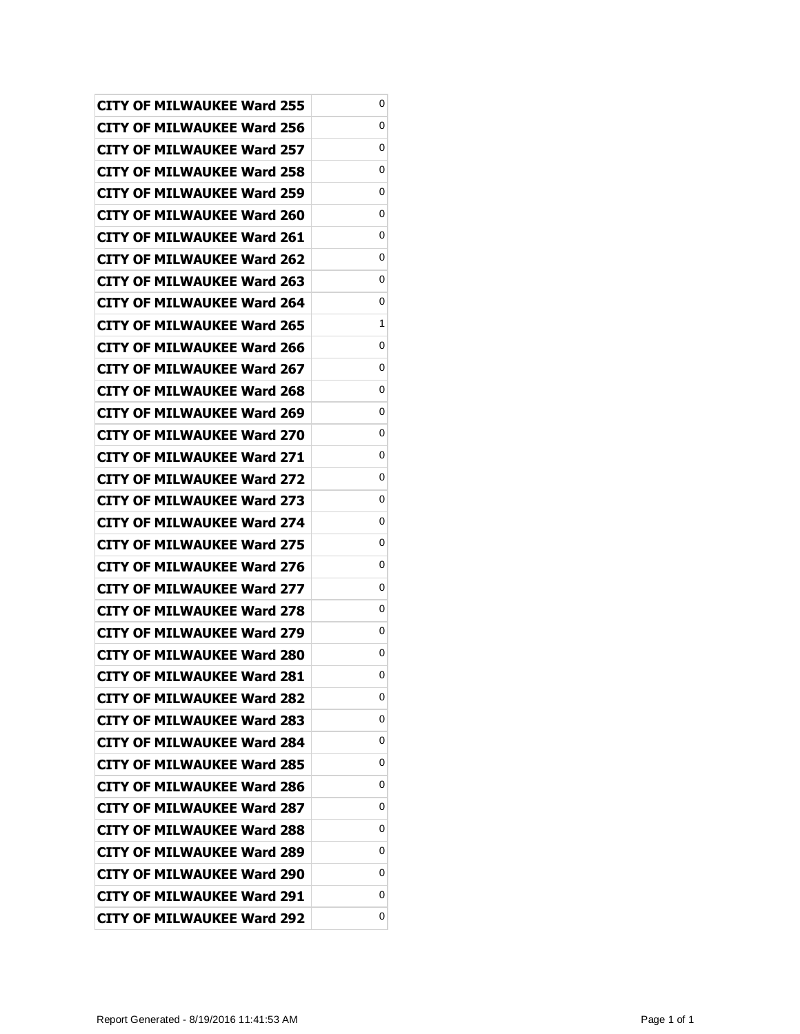| CITY OF MILWAUKEE Ward 255 | 0 |
|---|---|
| CITY OF MILWAUKEE Ward 256 | 0 |
| CITY OF MILWAUKEE Ward 257 | 0 |
| CITY OF MILWAUKEE Ward 258 | 0 |
| CITY OF MILWAUKEE Ward 259 | 0 |
| CITY OF MILWAUKEE Ward 260 | 0 |
| CITY OF MILWAUKEE Ward 261 | 0 |
| CITY OF MILWAUKEE Ward 262 | 0 |
| CITY OF MILWAUKEE Ward 263 | 0 |
| CITY OF MILWAUKEE Ward 264 | 0 |
| CITY OF MILWAUKEE Ward 265 | 1 |
| CITY OF MILWAUKEE Ward 266 | 0 |
| CITY OF MILWAUKEE Ward 267 | 0 |
| CITY OF MILWAUKEE Ward 268 | 0 |
| CITY OF MILWAUKEE Ward 269 | 0 |
| CITY OF MILWAUKEE Ward 270 | 0 |
| CITY OF MILWAUKEE Ward 271 | 0 |
| CITY OF MILWAUKEE Ward 272 | 0 |
| CITY OF MILWAUKEE Ward 273 | 0 |
| CITY OF MILWAUKEE Ward 274 | 0 |
| CITY OF MILWAUKEE Ward 275 | 0 |
| CITY OF MILWAUKEE Ward 276 | 0 |
| CITY OF MILWAUKEE Ward 277 | 0 |
| CITY OF MILWAUKEE Ward 278 | 0 |
| CITY OF MILWAUKEE Ward 279 | 0 |
| CITY OF MILWAUKEE Ward 280 | 0 |
| CITY OF MILWAUKEE Ward 281 | 0 |
| CITY OF MILWAUKEE Ward 282 | 0 |
| CITY OF MILWAUKEE Ward 283 | 0 |
| CITY OF MILWAUKEE Ward 284 | 0 |
| CITY OF MILWAUKEE Ward 285 | 0 |
| CITY OF MILWAUKEE Ward 286 | 0 |
| CITY OF MILWAUKEE Ward 287 | 0 |
| CITY OF MILWAUKEE Ward 288 | 0 |
| CITY OF MILWAUKEE Ward 289 | 0 |
| CITY OF MILWAUKEE Ward 290 | 0 |
| CITY OF MILWAUKEE Ward 291 | 0 |
| CITY OF MILWAUKEE Ward 292 | 0 |

Report Generated - 8/19/2016 11:41:53 AM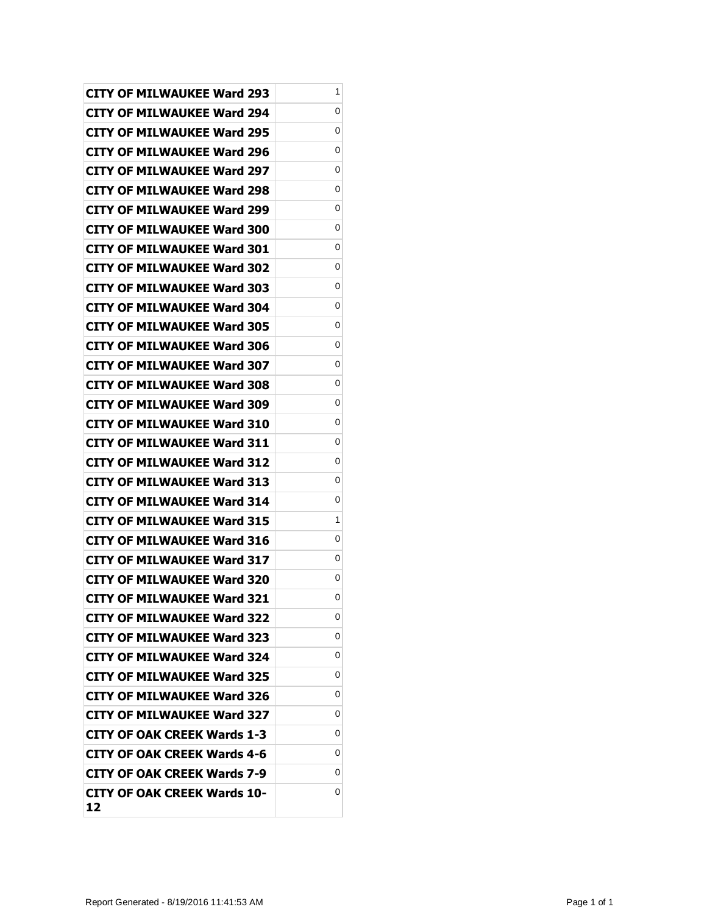| | |
|---|---|
| **CITY OF MILWAUKEE Ward 293** | 1 |
| **CITY OF MILWAUKEE Ward 294** | 0 |
| **CITY OF MILWAUKEE Ward 295** | 0 |
| **CITY OF MILWAUKEE Ward 296** | 0 |
| **CITY OF MILWAUKEE Ward 297** | 0 |
| **CITY OF MILWAUKEE Ward 298** | 0 |
| **CITY OF MILWAUKEE Ward 299** | 0 |
| **CITY OF MILWAUKEE Ward 300** | 0 |
| **CITY OF MILWAUKEE Ward 301** | 0 |
| **CITY OF MILWAUKEE Ward 302** | 0 |
| **CITY OF MILWAUKEE Ward 303** | 0 |
| **CITY OF MILWAUKEE Ward 304** | 0 |
| **CITY OF MILWAUKEE Ward 305** | 0 |
| **CITY OF MILWAUKEE Ward 306** | 0 |
| **CITY OF MILWAUKEE Ward 307** | 0 |
| **CITY OF MILWAUKEE Ward 308** | 0 |
| **CITY OF MILWAUKEE Ward 309** | 0 |
| **CITY OF MILWAUKEE Ward 310** | 0 |
| **CITY OF MILWAUKEE Ward 311** | 0 |
| **CITY OF MILWAUKEE Ward 312** | 0 |
| **CITY OF MILWAUKEE Ward 313** | 0 |
| **CITY OF MILWAUKEE Ward 314** | 0 |
| **CITY OF MILWAUKEE Ward 315** | 1 |
| **CITY OF MILWAUKEE Ward 316** | 0 |
| **CITY OF MILWAUKEE Ward 317** | 0 |
| **CITY OF MILWAUKEE Ward 320** | 0 |
| **CITY OF MILWAUKEE Ward 321** | 0 |
| **CITY OF MILWAUKEE Ward 322** | 0 |
| **CITY OF MILWAUKEE Ward 323** | 0 |
| **CITY OF MILWAUKEE Ward 324** | 0 |
| **CITY OF MILWAUKEE Ward 325** | 0 |
| **CITY OF MILWAUKEE Ward 326** | 0 |
| **CITY OF MILWAUKEE Ward 327** | 0 |
| **CITY OF OAK CREEK Wards 1-3** | 0 |
| **CITY OF OAK CREEK Wards 4-6** | 0 |
| **CITY OF OAK CREEK Wards 7-9** | 0 |
| **CITY OF OAK CREEK Wards 10-12** | 0 |

Report Generated - 8/19/2016 11:41:53 AM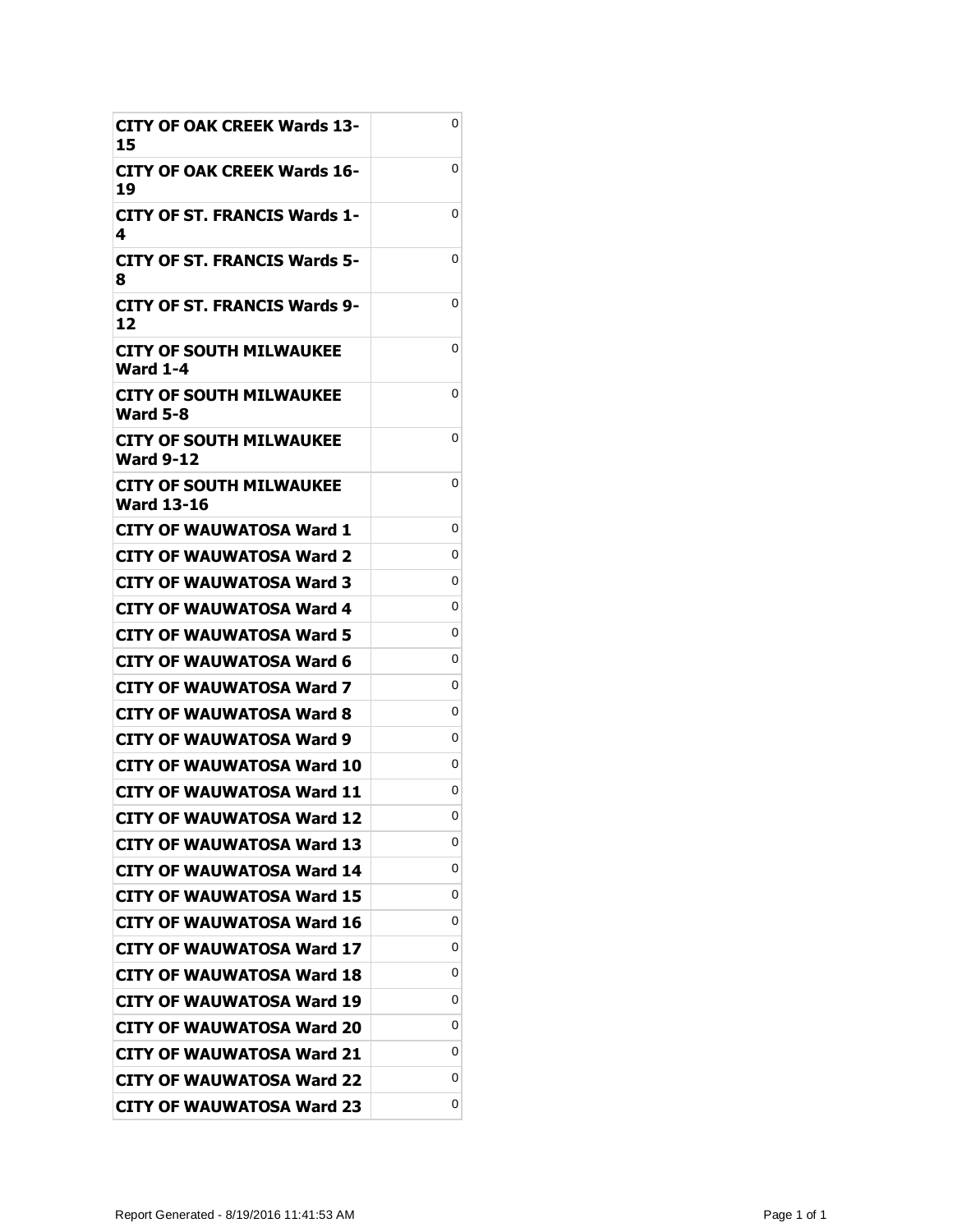| | |
|---|---|
| **CITY OF OAK CREEK Wards 13-15** | 0 |
| **CITY OF OAK CREEK Wards 16-19** | 0 |
| **CITY OF ST. FRANCIS Wards 1-4** | 0 |
| **CITY OF ST. FRANCIS Wards 5-8** | 0 |
| **CITY OF ST. FRANCIS Wards 9-12** | 0 |
| **CITY OF SOUTH MILWAUKEE Ward 1-4** | 0 |
| **CITY OF SOUTH MILWAUKEE Ward 5-8** | 0 |
| **CITY OF SOUTH MILWAUKEE Ward 9-12** | 0 |
| **CITY OF SOUTH MILWAUKEE Ward 13-16** | 0 |
| **CITY OF WAUWATOSA Ward 1** | 0 |
| **CITY OF WAUWATOSA Ward 2** | 0 |
| **CITY OF WAUWATOSA Ward 3** | 0 |
| **CITY OF WAUWATOSA Ward 4** | 0 |
| **CITY OF WAUWATOSA Ward 5** | 0 |
| **CITY OF WAUWATOSA Ward 6** | 0 |
| **CITY OF WAUWATOSA Ward 7** | 0 |
| **CITY OF WAUWATOSA Ward 8** | 0 |
| **CITY OF WAUWATOSA Ward 9** | 0 |
| **CITY OF WAUWATOSA Ward 10** | 0 |
| **CITY OF WAUWATOSA Ward 11** | 0 |
| **CITY OF WAUWATOSA Ward 12** | 0 |
| **CITY OF WAUWATOSA Ward 13** | 0 |
| **CITY OF WAUWATOSA Ward 14** | 0 |
| **CITY OF WAUWATOSA Ward 15** | 0 |
| **CITY OF WAUWATOSA Ward 16** | 0 |
| **CITY OF WAUWATOSA Ward 17** | 0 |
| **CITY OF WAUWATOSA Ward 18** | 0 |
| **CITY OF WAUWATOSA Ward 19** | 0 |
| **CITY OF WAUWATOSA Ward 20** | 0 |
| **CITY OF WAUWATOSA Ward 21** | 0 |
| **CITY OF WAUWATOSA Ward 22** | 0 |
| **CITY OF WAUWATOSA Ward 23** | 0 |

Report Generated - 8/19/2016 11:41:53 AM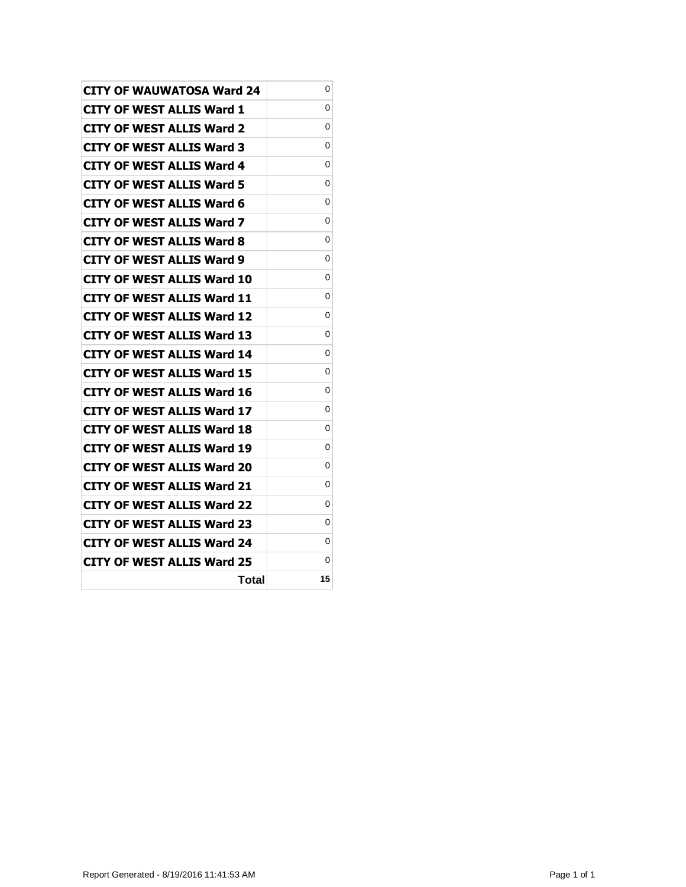| | |
|---|---|
| **CITY OF WAUWATOSA Ward 24** | 0 |
| **CITY OF WEST ALLIS Ward 1** | 0 |
| **CITY OF WEST ALLIS Ward 2** | 0 |
| **CITY OF WEST ALLIS Ward 3** | 0 |
| **CITY OF WEST ALLIS Ward 4** | 0 |
| **CITY OF WEST ALLIS Ward 5** | 0 |
| **CITY OF WEST ALLIS Ward 6** | 0 |
| **CITY OF WEST ALLIS Ward 7** | 0 |
| **CITY OF WEST ALLIS Ward 8** | 0 |
| **CITY OF WEST ALLIS Ward 9** | 0 |
| **CITY OF WEST ALLIS Ward 10** | 0 |
| **CITY OF WEST ALLIS Ward 11** | 0 |
| **CITY OF WEST ALLIS Ward 12** | 0 |
| **CITY OF WEST ALLIS Ward 13** | 0 |
| **CITY OF WEST ALLIS Ward 14** | 0 |
| **CITY OF WEST ALLIS Ward 15** | 0 |
| **CITY OF WEST ALLIS Ward 16** | 0 |
| **CITY OF WEST ALLIS Ward 17** | 0 |
| **CITY OF WEST ALLIS Ward 18** | 0 |
| **CITY OF WEST ALLIS Ward 19** | 0 |
| **CITY OF WEST ALLIS Ward 20** | 0 |
| **CITY OF WEST ALLIS Ward 21** | 0 |
| **CITY OF WEST ALLIS Ward 22** | 0 |
| **CITY OF WEST ALLIS Ward 23** | 0 |
| **CITY OF WEST ALLIS Ward 24** | 0 |
| **CITY OF WEST ALLIS Ward 25** | 0 |
| **Total** | **15** |

Report Generated - 8/19/2016 11:41:53 AM